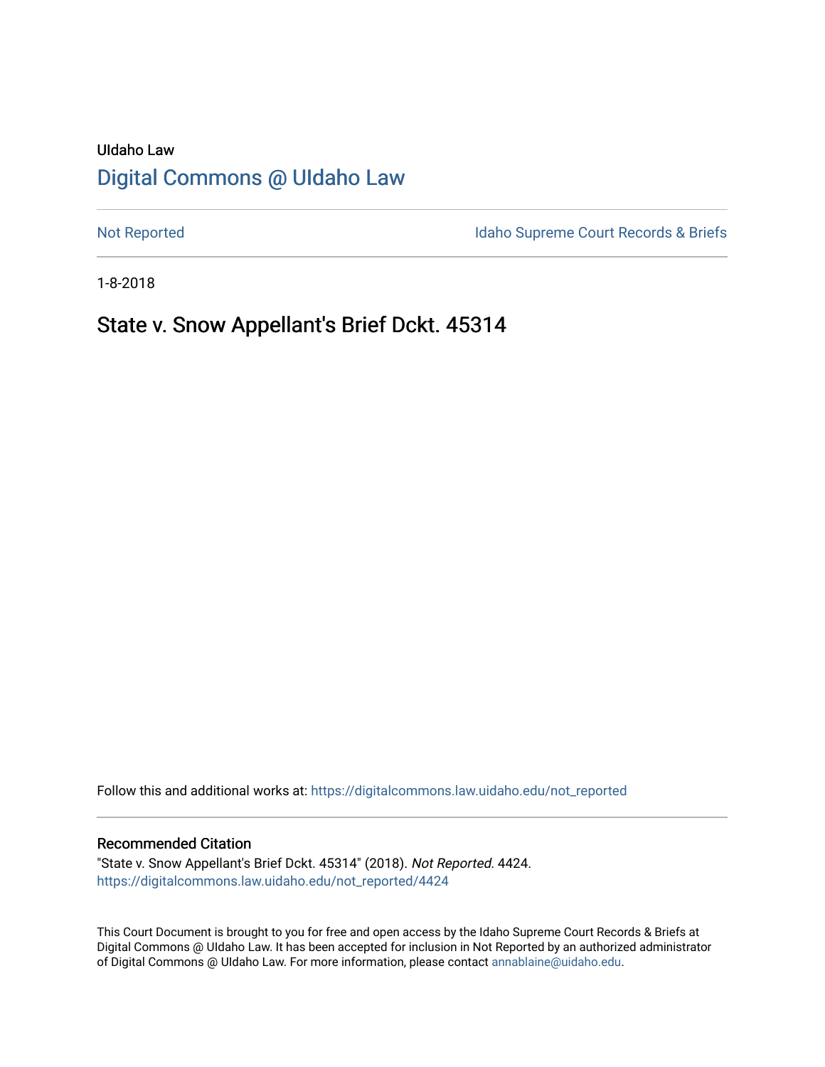UIdaho Law

# Digital Commons @ UIdaho Law

Not Reported | Idaho Supreme Court Records & Briefs

1-8-2018

## State v. Snow Appellant's Brief Dckt. 45314

Follow this and additional works at: https://digitalcommons.law.uidaho.edu/not_reported

### Recommended Citation

"State v. Snow Appellant's Brief Dckt. 45314" (2018). *Not Reported*. 4424.
https://digitalcommons.law.uidaho.edu/not_reported/4424

This Court Document is brought to you for free and open access by the Idaho Supreme Court Records & Briefs at Digital Commons @ UIdaho Law. It has been accepted for inclusion in Not Reported by an authorized administrator of Digital Commons @ UIdaho Law. For more information, please contact annablaine@uidaho.edu.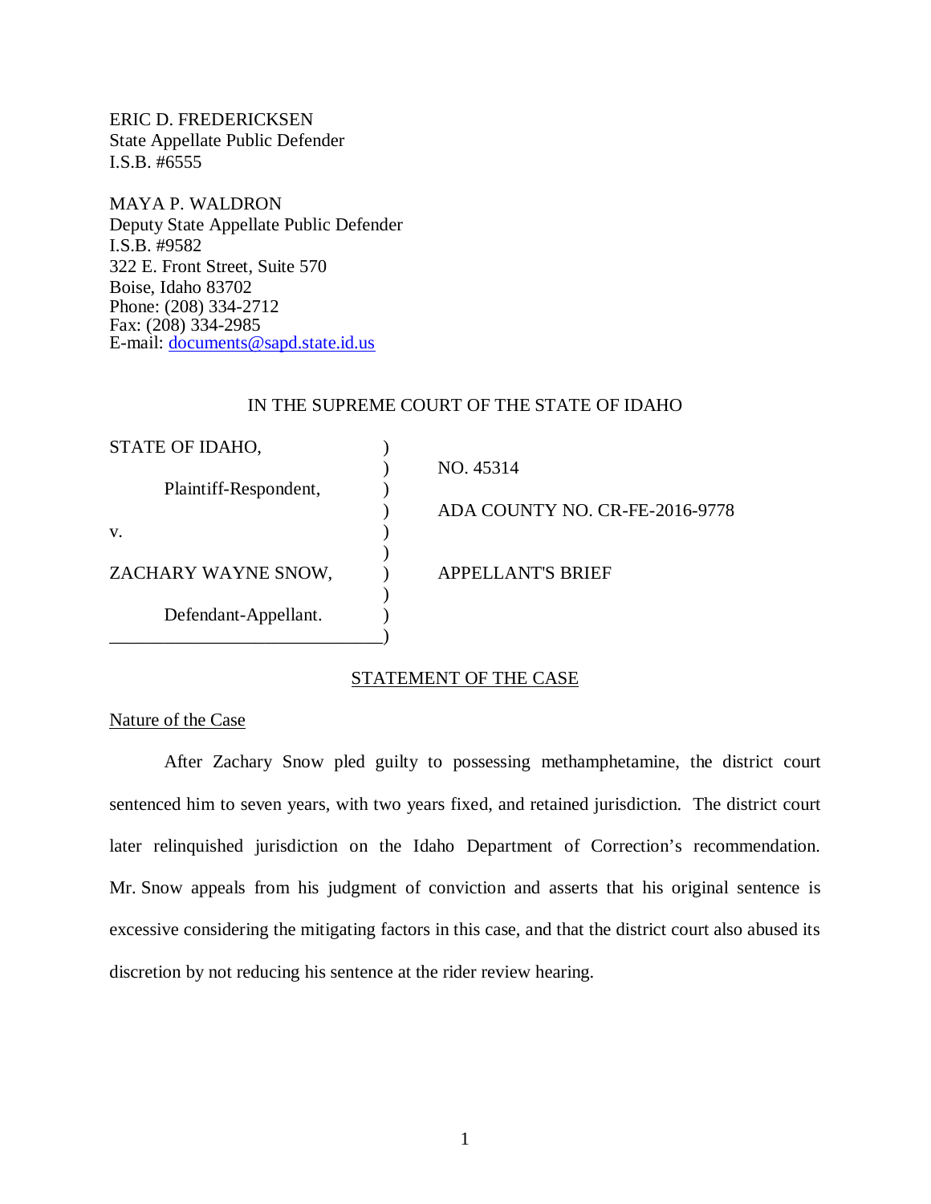ERIC D. FREDERICKSEN
State Appellate Public Defender
I.S.B. #6555

MAYA P. WALDRON
Deputy State Appellate Public Defender
I.S.B. #9582
322 E. Front Street, Suite 570
Boise, Idaho 83702
Phone: (208) 334-2712
Fax: (208) 334-2985
E-mail: documents@sapd.state.id.us

IN THE SUPREME COURT OF THE STATE OF IDAHO

| | | |
|---|---|---|
| STATE OF IDAHO, | ) | |
| | ) | NO. 45314 |
| Plaintiff-Respondent, | ) | |
| | ) | ADA COUNTY NO. CR-FE-2016-9778 |
| v. | ) | |
| | ) | |
| ZACHARY WAYNE SNOW, | ) | APPELLANT'S BRIEF |
| | ) | |
| Defendant-Appellant. | ) | |
| ______________________________ | ) | |

## STATEMENT OF THE CASE

### Nature of the Case

After Zachary Snow pled guilty to possessing methamphetamine, the district court sentenced him to seven years, with two years fixed, and retained jurisdiction. The district court later relinquished jurisdiction on the Idaho Department of Correction's recommendation. Mr. Snow appeals from his judgment of conviction and asserts that his original sentence is excessive considering the mitigating factors in this case, and that the district court also abused its discretion by not reducing his sentence at the rider review hearing.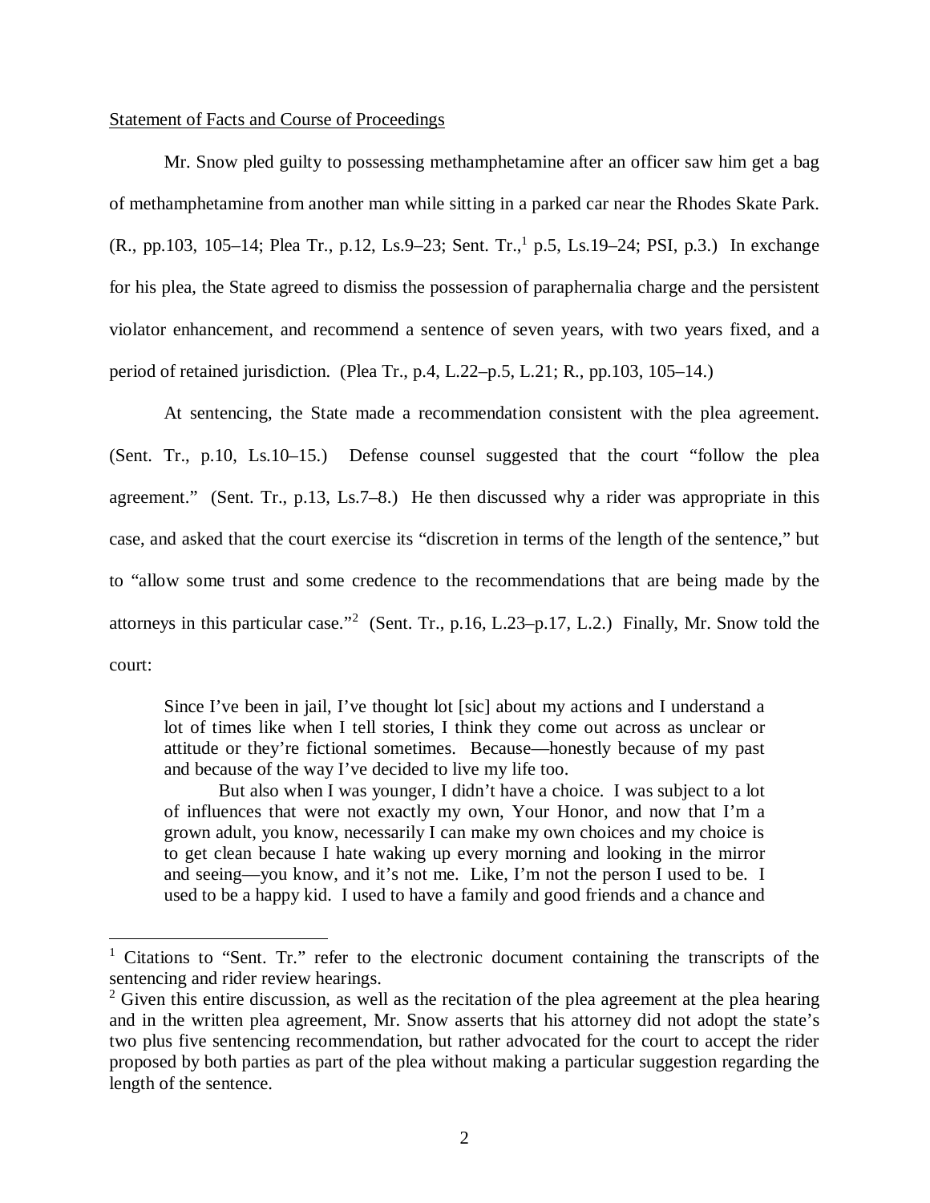Statement of Facts and Course of Proceedings

Mr. Snow pled guilty to possessing methamphetamine after an officer saw him get a bag of methamphetamine from another man while sitting in a parked car near the Rhodes Skate Park. (R., pp.103, 105–14; Plea Tr., p.12, Ls.9–23; Sent. Tr.,[1] p.5, Ls.19–24; PSI, p.3.) In exchange for his plea, the State agreed to dismiss the possession of paraphernalia charge and the persistent violator enhancement, and recommend a sentence of seven years, with two years fixed, and a period of retained jurisdiction. (Plea Tr., p.4, L.22–p.5, L.21; R., pp.103, 105–14.)

At sentencing, the State made a recommendation consistent with the plea agreement. (Sent. Tr., p.10, Ls.10–15.) Defense counsel suggested that the court "follow the plea agreement." (Sent. Tr., p.13, Ls.7–8.) He then discussed why a rider was appropriate in this case, and asked that the court exercise its "discretion in terms of the length of the sentence," but to "allow some trust and some credence to the recommendations that are being made by the attorneys in this particular case."[2] (Sent. Tr., p.16, L.23–p.17, L.2.) Finally, Mr. Snow told the court:

> Since I've been in jail, I've thought lot [sic] about my actions and I understand a lot of times like when I tell stories, I think they come out across as unclear or attitude or they're fictional sometimes. Because—honestly because of my past and because of the way I've decided to live my life too.
>
> But also when I was younger, I didn't have a choice. I was subject to a lot of influences that were not exactly my own, Your Honor, and now that I'm a grown adult, you know, necessarily I can make my own choices and my choice is to get clean because I hate waking up every morning and looking in the mirror and seeing—you know, and it's not me. Like, I'm not the person I used to be. I used to be a happy kid. I used to have a family and good friends and a chance and

[1] Citations to "Sent. Tr." refer to the electronic document containing the transcripts of the sentencing and rider review hearings.

[2] Given this entire discussion, as well as the recitation of the plea agreement at the plea hearing and in the written plea agreement, Mr. Snow asserts that his attorney did not adopt the state's two plus five sentencing recommendation, but rather advocated for the court to accept the rider proposed by both parties as part of the plea without making a particular suggestion regarding the length of the sentence.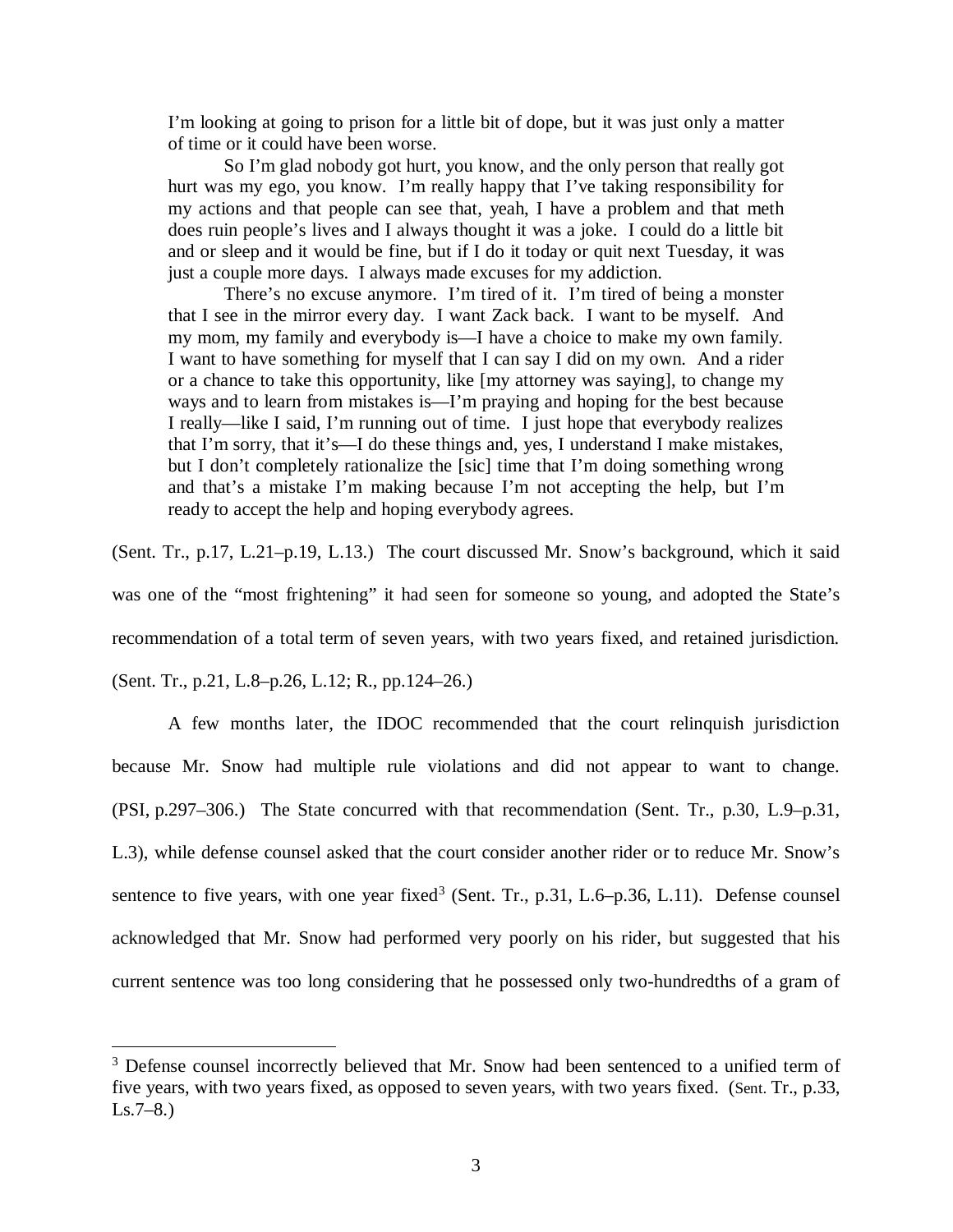> I'm looking at going to prison for a little bit of dope, but it was just only a matter of time or it could have been worse.
>
> So I'm glad nobody got hurt, you know, and the only person that really got hurt was my ego, you know. I'm really happy that I've taking responsibility for my actions and that people can see that, yeah, I have a problem and that meth does ruin people's lives and I always thought it was a joke. I could do a little bit and or sleep and it would be fine, but if I do it today or quit next Tuesday, it was just a couple more days. I always made excuses for my addiction.
>
> There's no excuse anymore. I'm tired of it. I'm tired of being a monster that I see in the mirror every day. I want Zack back. I want to be myself. And my mom, my family and everybody is—I have a choice to make my own family. I want to have something for myself that I can say I did on my own. And a rider or a chance to take this opportunity, like [my attorney was saying], to change my ways and to learn from mistakes is—I'm praying and hoping for the best because I really—like I said, I'm running out of time. I just hope that everybody realizes that I'm sorry, that it's—I do these things and, yes, I understand I make mistakes, but I don't completely rationalize the [sic] time that I'm doing something wrong and that's a mistake I'm making because I'm not accepting the help, but I'm ready to accept the help and hoping everybody agrees.

(Sent. Tr., p.17, L.21–p.19, L.13.) The court discussed Mr. Snow's background, which it said was one of the "most frightening" it had seen for someone so young, and adopted the State's recommendation of a total term of seven years, with two years fixed, and retained jurisdiction. (Sent. Tr., p.21, L.8–p.26, L.12; R., pp.124–26.)

A few months later, the IDOC recommended that the court relinquish jurisdiction because Mr. Snow had multiple rule violations and did not appear to want to change. (PSI, p.297–306.) The State concurred with that recommendation (Sent. Tr., p.30, L.9–p.31, L.3), while defense counsel asked that the court consider another rider or to reduce Mr. Snow's sentence to five years, with one year fixed[3] (Sent. Tr., p.31, L.6–p.36, L.11). Defense counsel acknowledged that Mr. Snow had performed very poorly on his rider, but suggested that his current sentence was too long considering that he possessed only two-hundredths of a gram of

[3] Defense counsel incorrectly believed that Mr. Snow had been sentenced to a unified term of five years, with two years fixed, as opposed to seven years, with two years fixed. (Sent. Tr., p.33, Ls.7–8.)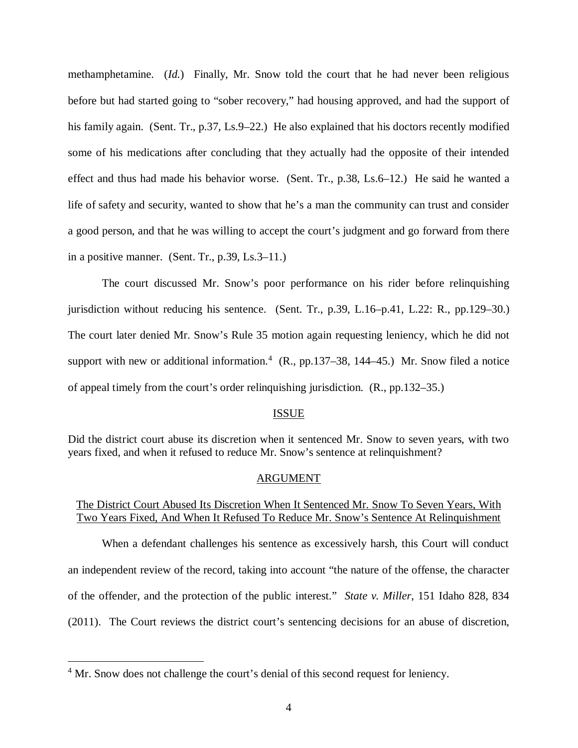methamphetamine. (*Id.*) Finally, Mr. Snow told the court that he had never been religious before but had started going to "sober recovery," had housing approved, and had the support of his family again. (Sent. Tr., p.37, Ls.9–22.) He also explained that his doctors recently modified some of his medications after concluding that they actually had the opposite of their intended effect and thus had made his behavior worse. (Sent. Tr., p.38, Ls.6–12.) He said he wanted a life of safety and security, wanted to show that he's a man the community can trust and consider a good person, and that he was willing to accept the court's judgment and go forward from there in a positive manner. (Sent. Tr., p.39, Ls.3–11.)

The court discussed Mr. Snow's poor performance on his rider before relinquishing jurisdiction without reducing his sentence. (Sent. Tr., p.39, L.16–p.41, L.22: R., pp.129–30.) The court later denied Mr. Snow's Rule 35 motion again requesting leniency, which he did not support with new or additional information.[4] (R., pp.137–38, 144–45.) Mr. Snow filed a notice of appeal timely from the court's order relinquishing jurisdiction. (R., pp.132–35.)

## ISSUE

Did the district court abuse its discretion when it sentenced Mr. Snow to seven years, with two years fixed, and when it refused to reduce Mr. Snow's sentence at relinquishment?

## ARGUMENT

### The District Court Abused Its Discretion When It Sentenced Mr. Snow To Seven Years, With Two Years Fixed, And When It Refused To Reduce Mr. Snow's Sentence At Relinquishment

When a defendant challenges his sentence as excessively harsh, this Court will conduct an independent review of the record, taking into account "the nature of the offense, the character of the offender, and the protection of the public interest." *State v. Miller*, 151 Idaho 828, 834 (2011). The Court reviews the district court's sentencing decisions for an abuse of discretion,

---

[4] Mr. Snow does not challenge the court's denial of this second request for leniency.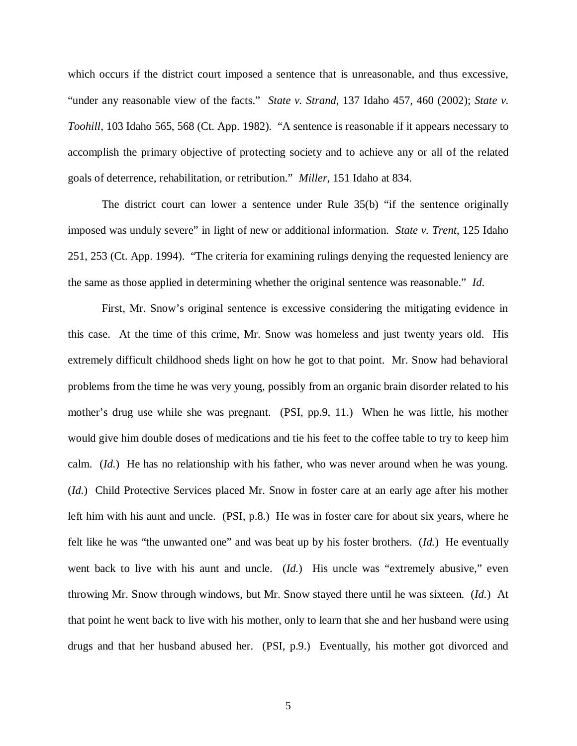which occurs if the district court imposed a sentence that is unreasonable, and thus excessive, "under any reasonable view of the facts." *State v. Strand*, 137 Idaho 457, 460 (2002); *State v. Toohill*, 103 Idaho 565, 568 (Ct. App. 1982). "A sentence is reasonable if it appears necessary to accomplish the primary objective of protecting society and to achieve any or all of the related goals of deterrence, rehabilitation, or retribution." *Miller*, 151 Idaho at 834.

The district court can lower a sentence under Rule 35(b) "if the sentence originally imposed was unduly severe" in light of new or additional information. *State v. Trent*, 125 Idaho 251, 253 (Ct. App. 1994). "The criteria for examining rulings denying the requested leniency are the same as those applied in determining whether the original sentence was reasonable." *Id.*

First, Mr. Snow's original sentence is excessive considering the mitigating evidence in this case. At the time of this crime, Mr. Snow was homeless and just twenty years old. His extremely difficult childhood sheds light on how he got to that point. Mr. Snow had behavioral problems from the time he was very young, possibly from an organic brain disorder related to his mother's drug use while she was pregnant. (PSI, pp.9, 11.) When he was little, his mother would give him double doses of medications and tie his feet to the coffee table to try to keep him calm. (*Id.*) He has no relationship with his father, who was never around when he was young. (*Id.*) Child Protective Services placed Mr. Snow in foster care at an early age after his mother left him with his aunt and uncle. (PSI, p.8.) He was in foster care for about six years, where he felt like he was "the unwanted one" and was beat up by his foster brothers. (*Id.*) He eventually went back to live with his aunt and uncle. (*Id.*) His uncle was "extremely abusive," even throwing Mr. Snow through windows, but Mr. Snow stayed there until he was sixteen. (*Id.*) At that point he went back to live with his mother, only to learn that she and her husband were using drugs and that her husband abused her. (PSI, p.9.) Eventually, his mother got divorced and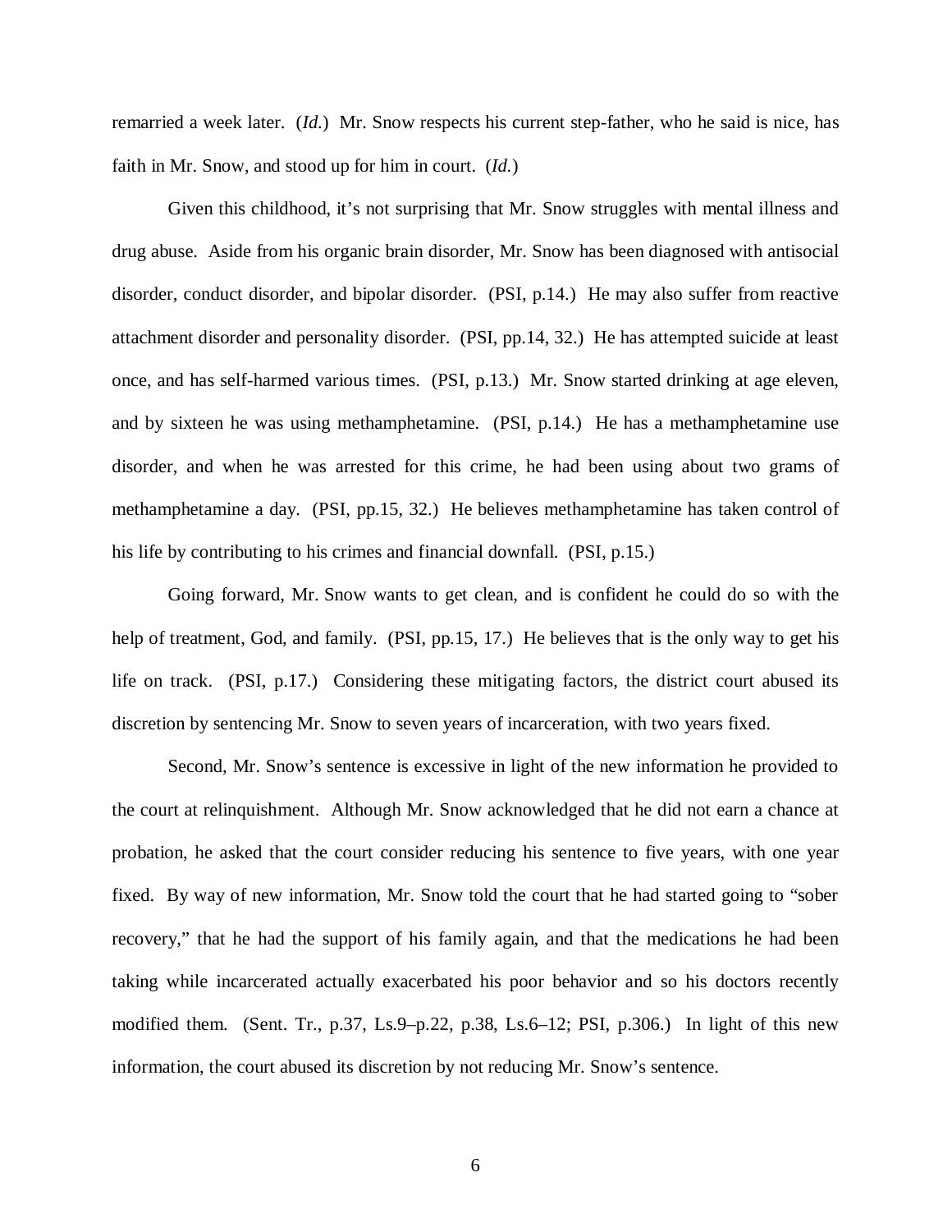remarried a week later. (*Id.*) Mr. Snow respects his current step-father, who he said is nice, has faith in Mr. Snow, and stood up for him in court. (*Id.*)

Given this childhood, it's not surprising that Mr. Snow struggles with mental illness and drug abuse. Aside from his organic brain disorder, Mr. Snow has been diagnosed with antisocial disorder, conduct disorder, and bipolar disorder. (PSI, p.14.) He may also suffer from reactive attachment disorder and personality disorder. (PSI, pp.14, 32.) He has attempted suicide at least once, and has self-harmed various times. (PSI, p.13.) Mr. Snow started drinking at age eleven, and by sixteen he was using methamphetamine. (PSI, p.14.) He has a methamphetamine use disorder, and when he was arrested for this crime, he had been using about two grams of methamphetamine a day. (PSI, pp.15, 32.) He believes methamphetamine has taken control of his life by contributing to his crimes and financial downfall. (PSI, p.15.)

Going forward, Mr. Snow wants to get clean, and is confident he could do so with the help of treatment, God, and family. (PSI, pp.15, 17.) He believes that is the only way to get his life on track. (PSI, p.17.) Considering these mitigating factors, the district court abused its discretion by sentencing Mr. Snow to seven years of incarceration, with two years fixed.

Second, Mr. Snow's sentence is excessive in light of the new information he provided to the court at relinquishment. Although Mr. Snow acknowledged that he did not earn a chance at probation, he asked that the court consider reducing his sentence to five years, with one year fixed. By way of new information, Mr. Snow told the court that he had started going to "sober recovery," that he had the support of his family again, and that the medications he had been taking while incarcerated actually exacerbated his poor behavior and so his doctors recently modified them. (Sent. Tr., p.37, Ls.9–p.22, p.38, Ls.6–12; PSI, p.306.) In light of this new information, the court abused its discretion by not reducing Mr. Snow's sentence.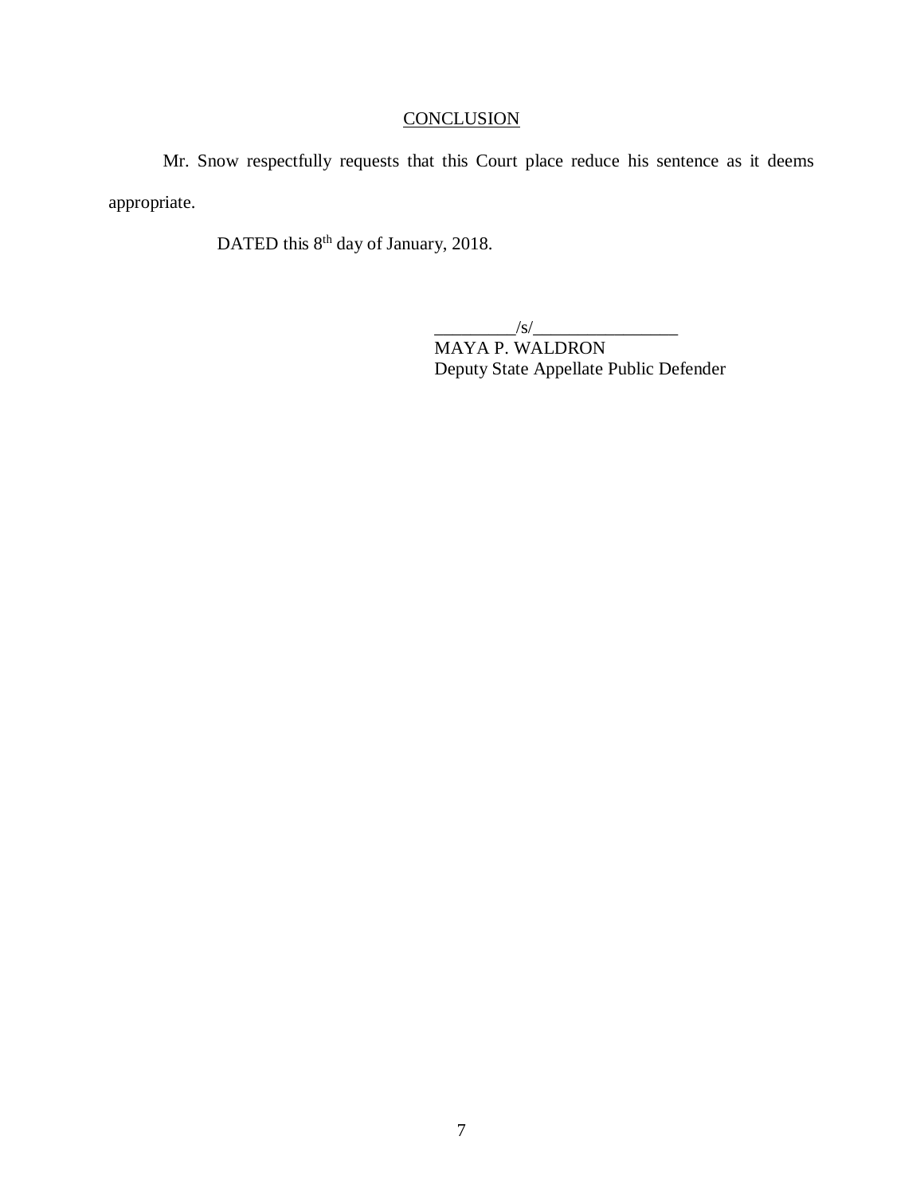## CONCLUSION

Mr. Snow respectfully requests that this Court place reduce his sentence as it deems appropriate.

DATED this 8th day of January, 2018.

_________/s/________________
MAYA P. WALDRON
Deputy State Appellate Public Defender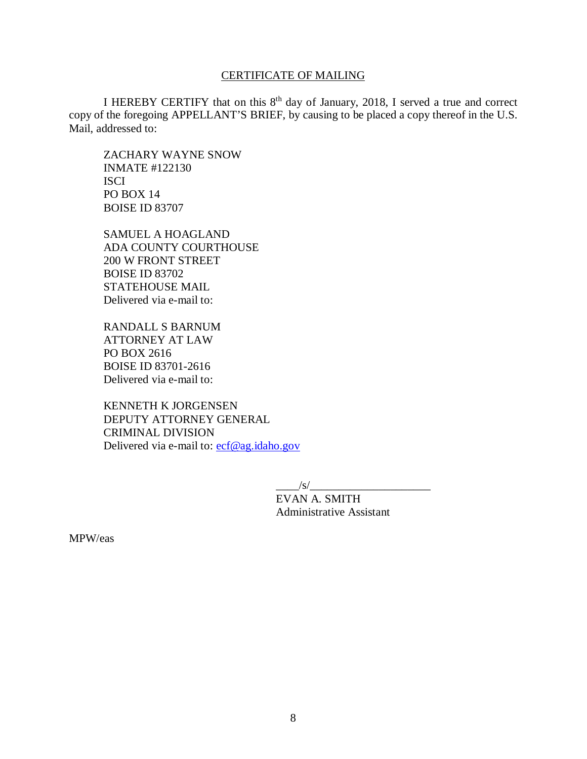## CERTIFICATE OF MAILING

I HEREBY CERTIFY that on this 8th day of January, 2018, I served a true and correct copy of the foregoing APPELLANT'S BRIEF, by causing to be placed a copy thereof in the U.S. Mail, addressed to:

ZACHARY WAYNE SNOW
INMATE #122130
ISCI
PO BOX 14
BOISE ID 83707

SAMUEL A HOAGLAND
ADA COUNTY COURTHOUSE
200 W FRONT STREET
BOISE ID 83702
STATEHOUSE MAIL
Delivered via e-mail to:

RANDALL S BARNUM
ATTORNEY AT LAW
PO BOX 2616
BOISE ID 83701-2616
Delivered via e-mail to:

KENNETH K JORGENSEN
DEPUTY ATTORNEY GENERAL
CRIMINAL DIVISION
Delivered via e-mail to: ecf@ag.idaho.gov

/s/
EVAN A. SMITH
Administrative Assistant

MPW/eas